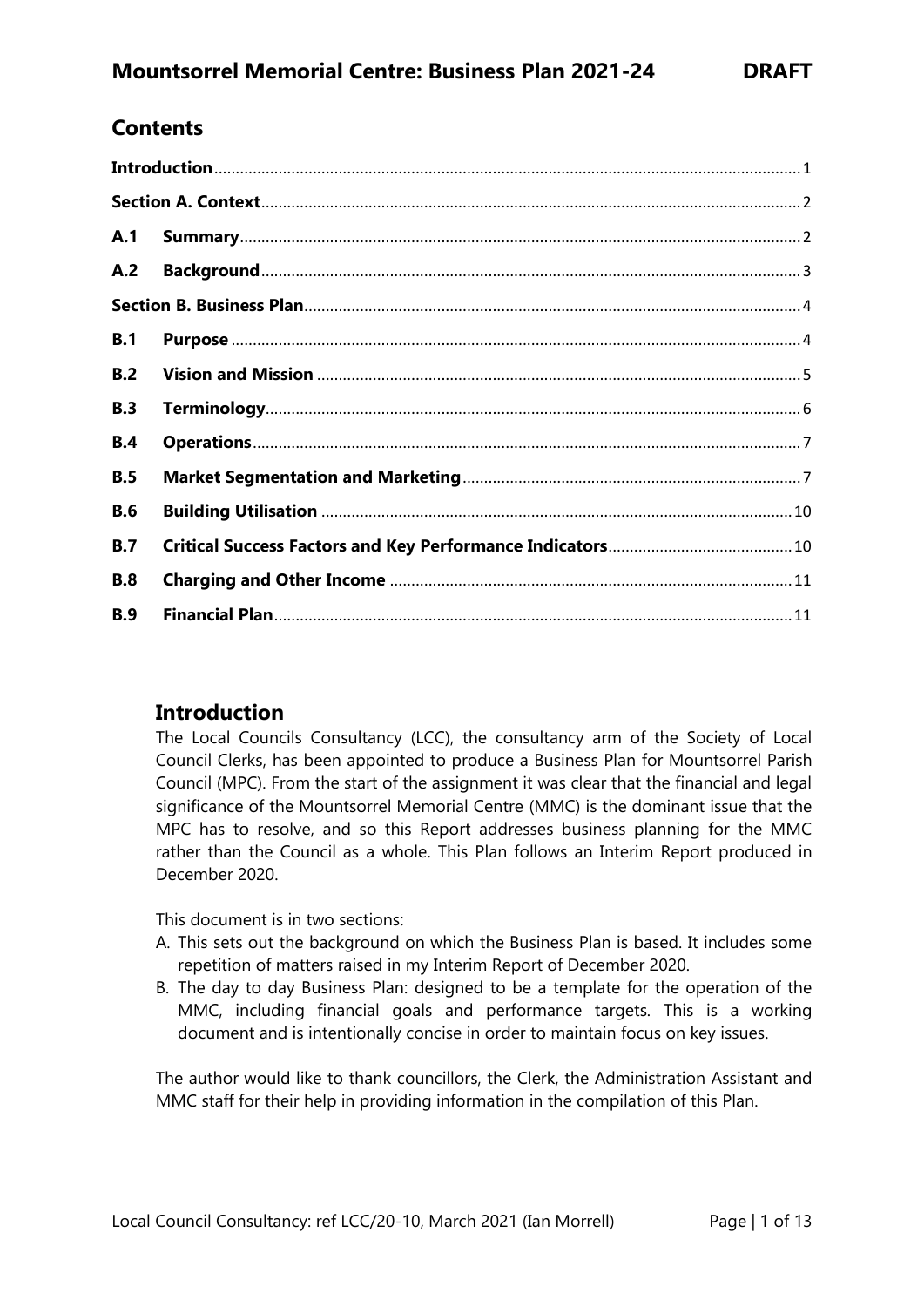# Mountsorrel Memorial Centre: Business Plan 2021-24 DRAFT

## Contents

**Introduction** ..... 1

**Section A. Context** ..... 2

**A.1 Summary** ..... 2

**A.2 Background** ..... 3

**Section B. Business Plan** ..... 4

**B.1 Purpose** ..... 4

**B.2 Vision and Mission** ..... 5

**B.3 Terminology** ..... 6

**B.4 Operations** ..... 7

**B.5 Market Segmentation and Marketing** ..... 7

**B.6 Building Utilisation** ..... 10

**B.7 Critical Success Factors and Key Performance Indicators** ..... 10

**B.8 Charging and Other Income** ..... 11

**B.9 Financial Plan** ..... 11

## Introduction

The Local Councils Consultancy (LCC), the consultancy arm of the Society of Local Council Clerks, has been appointed to produce a Business Plan for Mountsorrel Parish Council (MPC). From the start of the assignment it was clear that the financial and legal significance of the Mountsorrel Memorial Centre (MMC) is the dominant issue that the MPC has to resolve, and so this Report addresses business planning for the MMC rather than the Council as a whole. This Plan follows an Interim Report produced in December 2020.

This document is in two sections:

A. This sets out the background on which the Business Plan is based. It includes some repetition of matters raised in my Interim Report of December 2020.
B. The day to day Business Plan: designed to be a template for the operation of the MMC, including financial goals and performance targets. This is a working document and is intentionally concise in order to maintain focus on key issues.

The author would like to thank councillors, the Clerk, the Administration Assistant and MMC staff for their help in providing information in the compilation of this Plan.

Local Council Consultancy: ref LCC/20-10, March 2021 (Ian Morrell)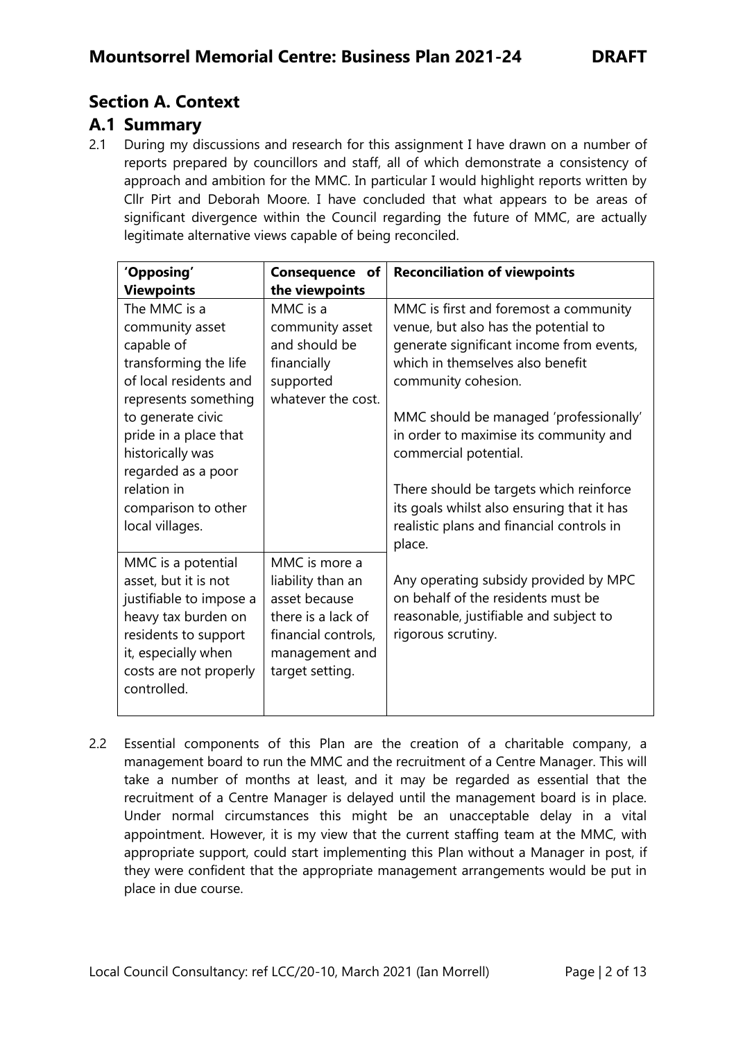## Section A. Context

### A.1 Summary

2.1 During my discussions and research for this assignment I have drawn on a number of reports prepared by councillors and staff, all of which demonstrate a consistency of approach and ambition for the MMC. In particular I would highlight reports written by Cllr Pirt and Deborah Moore. I have concluded that what appears to be areas of significant divergence within the Council regarding the future of MMC, are actually legitimate alternative views capable of being reconciled.

| 'Opposing' Viewpoints | Consequence of the viewpoints | Reconciliation of viewpoints |
|---|---|---|
| The MMC is a community asset capable of transforming the life of local residents and represents something to generate civic pride in a place that historically was regarded as a poor relation in comparison to other local villages. | MMC is a community asset and should be financially supported whatever the cost. | MMC is first and foremost a community venue, but also has the potential to generate significant income from events, which in themselves also benefit community cohesion.<br><br>MMC should be managed 'professionally' in order to maximise its community and commercial potential.<br><br>There should be targets which reinforce its goals whilst also ensuring that it has realistic plans and financial controls in place.<br><br>Any operating subsidy provided by MPC on behalf of the residents must be reasonable, justifiable and subject to rigorous scrutiny. |
| MMC is a potential asset, but it is not justifiable to impose a heavy tax burden on residents to support it, especially when costs are not properly controlled. | MMC is more a liability than an asset because there is a lack of financial controls, management and target setting. | |

2.2 Essential components of this Plan are the creation of a charitable company, a management board to run the MMC and the recruitment of a Centre Manager. This will take a number of months at least, and it may be regarded as essential that the recruitment of a Centre Manager is delayed until the management board is in place. Under normal circumstances this might be an unacceptable delay in a vital appointment. However, it is my view that the current staffing team at the MMC, with appropriate support, could start implementing this Plan without a Manager in post, if they were confident that the appropriate management arrangements would be put in place in due course.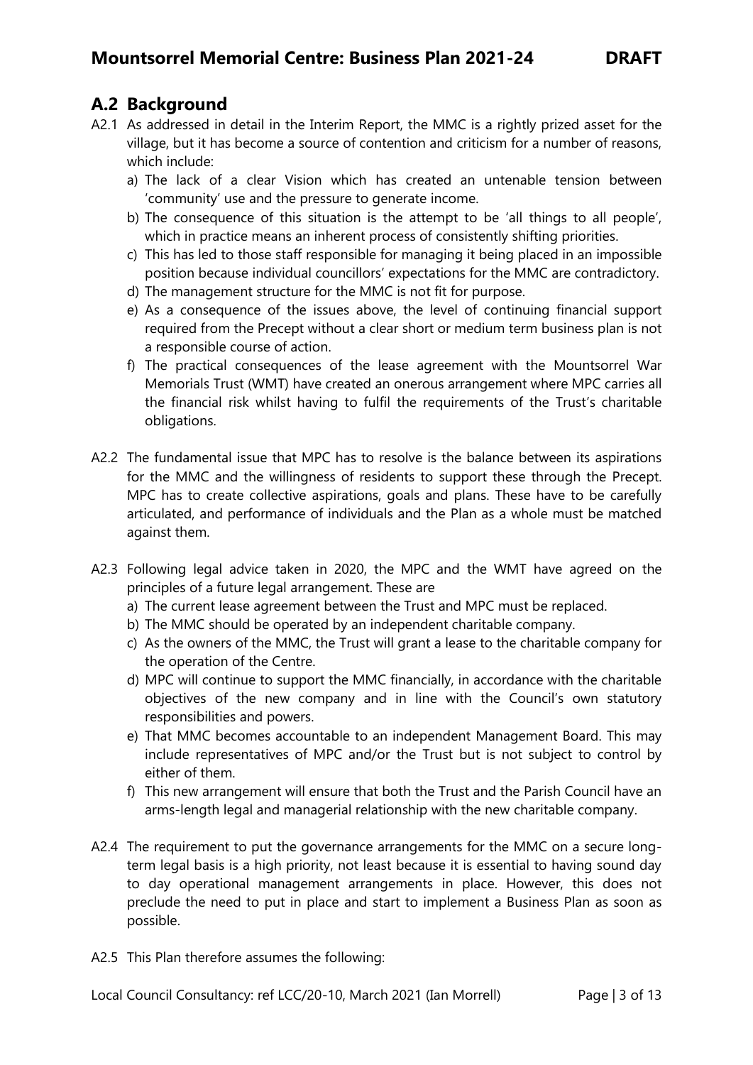## A.2 Background

A2.1 As addressed in detail in the Interim Report, the MMC is a rightly prized asset for the village, but it has become a source of contention and criticism for a number of reasons, which include:

a) The lack of a clear Vision which has created an untenable tension between 'community' use and the pressure to generate income.

b) The consequence of this situation is the attempt to be 'all things to all people', which in practice means an inherent process of consistently shifting priorities.

c) This has led to those staff responsible for managing it being placed in an impossible position because individual councillors' expectations for the MMC are contradictory.

d) The management structure for the MMC is not fit for purpose.

e) As a consequence of the issues above, the level of continuing financial support required from the Precept without a clear short or medium term business plan is not a responsible course of action.

f) The practical consequences of the lease agreement with the Mountsorrel War Memorials Trust (WMT) have created an onerous arrangement where MPC carries all the financial risk whilst having to fulfil the requirements of the Trust's charitable obligations.

A2.2 The fundamental issue that MPC has to resolve is the balance between its aspirations for the MMC and the willingness of residents to support these through the Precept. MPC has to create collective aspirations, goals and plans. These have to be carefully articulated, and performance of individuals and the Plan as a whole must be matched against them.

A2.3 Following legal advice taken in 2020, the MPC and the WMT have agreed on the principles of a future legal arrangement. These are

a) The current lease agreement between the Trust and MPC must be replaced.

b) The MMC should be operated by an independent charitable company.

c) As the owners of the MMC, the Trust will grant a lease to the charitable company for the operation of the Centre.

d) MPC will continue to support the MMC financially, in accordance with the charitable objectives of the new company and in line with the Council's own statutory responsibilities and powers.

e) That MMC becomes accountable to an independent Management Board. This may include representatives of MPC and/or the Trust but is not subject to control by either of them.

f) This new arrangement will ensure that both the Trust and the Parish Council have an arms-length legal and managerial relationship with the new charitable company.

A2.4 The requirement to put the governance arrangements for the MMC on a secure long-term legal basis is a high priority, not least because it is essential to having sound day to day operational management arrangements in place. However, this does not preclude the need to put in place and start to implement a Business Plan as soon as possible.

A2.5 This Plan therefore assumes the following: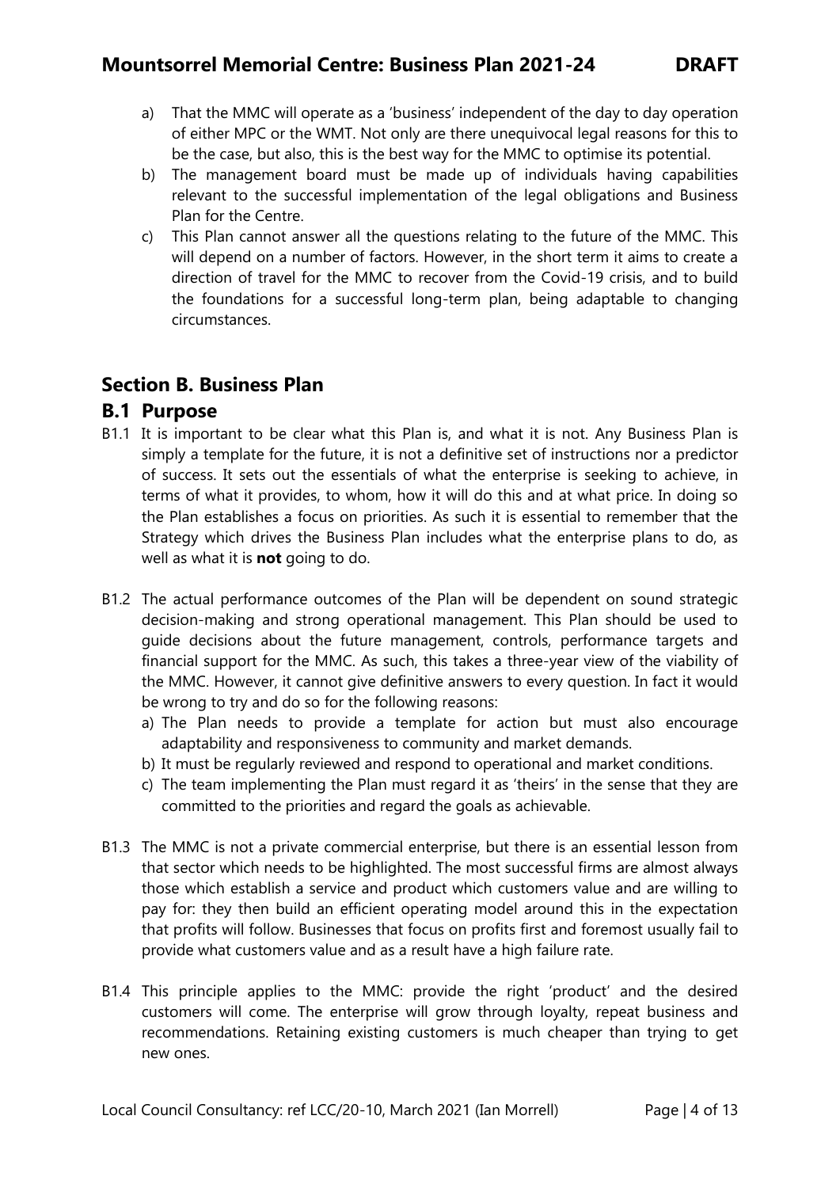a) That the MMC will operate as a 'business' independent of the day to day operation of either MPC or the WMT. Not only are there unequivocal legal reasons for this to be the case, but also, this is the best way for the MMC to optimise its potential.
b) The management board must be made up of individuals having capabilities relevant to the successful implementation of the legal obligations and Business Plan for the Centre.
c) This Plan cannot answer all the questions relating to the future of the MMC. This will depend on a number of factors. However, in the short term it aims to create a direction of travel for the MMC to recover from the Covid-19 crisis, and to build the foundations for a successful long-term plan, being adaptable to changing circumstances.

## Section B. Business Plan

### B.1 Purpose

B1.1 It is important to be clear what this Plan is, and what it is not. Any Business Plan is simply a template for the future, it is not a definitive set of instructions nor a predictor of success. It sets out the essentials of what the enterprise is seeking to achieve, in terms of what it provides, to whom, how it will do this and at what price. In doing so the Plan establishes a focus on priorities. As such it is essential to remember that the Strategy which drives the Business Plan includes what the enterprise plans to do, as well as what it is **not** going to do.

B1.2 The actual performance outcomes of the Plan will be dependent on sound strategic decision-making and strong operational management. This Plan should be used to guide decisions about the future management, controls, performance targets and financial support for the MMC. As such, this takes a three-year view of the viability of the MMC. However, it cannot give definitive answers to every question. In fact it would be wrong to try and do so for the following reasons:

a) The Plan needs to provide a template for action but must also encourage adaptability and responsiveness to community and market demands.
b) It must be regularly reviewed and respond to operational and market conditions.
c) The team implementing the Plan must regard it as 'theirs' in the sense that they are committed to the priorities and regard the goals as achievable.

B1.3 The MMC is not a private commercial enterprise, but there is an essential lesson from that sector which needs to be highlighted. The most successful firms are almost always those which establish a service and product which customers value and are willing to pay for: they then build an efficient operating model around this in the expectation that profits will follow. Businesses that focus on profits first and foremost usually fail to provide what customers value and as a result have a high failure rate.

B1.4 This principle applies to the MMC: provide the right 'product' and the desired customers will come. The enterprise will grow through loyalty, repeat business and recommendations. Retaining existing customers is much cheaper than trying to get new ones.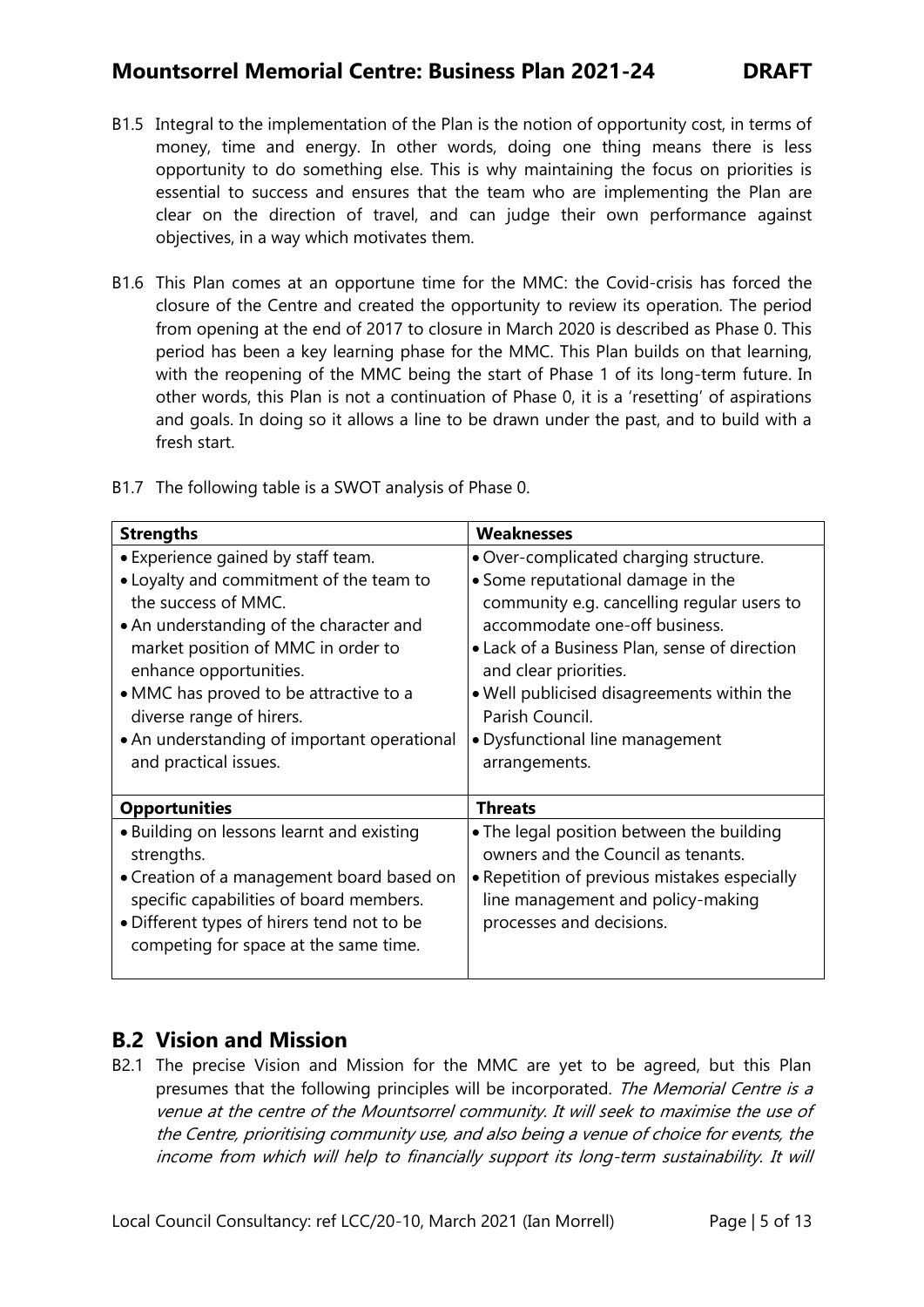B1.5 Integral to the implementation of the Plan is the notion of opportunity cost, in terms of money, time and energy. In other words, doing one thing means there is less opportunity to do something else. This is why maintaining the focus on priorities is essential to success and ensures that the team who are implementing the Plan are clear on the direction of travel, and can judge their own performance against objectives, in a way which motivates them.

B1.6 This Plan comes at an opportune time for the MMC: the Covid-crisis has forced the closure of the Centre and created the opportunity to review its operation. The period from opening at the end of 2017 to closure in March 2020 is described as Phase 0. This period has been a key learning phase for the MMC. This Plan builds on that learning, with the reopening of the MMC being the start of Phase 1 of its long-term future. In other words, this Plan is not a continuation of Phase 0, it is a 'resetting' of aspirations and goals. In doing so it allows a line to be drawn under the past, and to build with a fresh start.

B1.7 The following table is a SWOT analysis of Phase 0.

| **Strengths** | **Weaknesses** |
|---|---|
| • Experience gained by staff team.<br>• Loyalty and commitment of the team to the success of MMC.<br>• An understanding of the character and market position of MMC in order to enhance opportunities.<br>• MMC has proved to be attractive to a diverse range of hirers.<br>• An understanding of important operational and practical issues. | • Over-complicated charging structure.<br>• Some reputational damage in the community e.g. cancelling regular users to accommodate one-off business.<br>• Lack of a Business Plan, sense of direction and clear priorities.<br>• Well publicised disagreements within the Parish Council.<br>• Dysfunctional line management arrangements. |
| **Opportunities** | **Threats** |
| • Building on lessons learnt and existing strengths.<br>• Creation of a management board based on specific capabilities of board members.<br>• Different types of hirers tend not to be competing for space at the same time. | • The legal position between the building owners and the Council as tenants.<br>• Repetition of previous mistakes especially line management and policy-making processes and decisions. |

## B.2 Vision and Mission

B2.1 The precise Vision and Mission for the MMC are yet to be agreed, but this Plan presumes that the following principles will be incorporated. *The Memorial Centre is a venue at the centre of the Mountsorrel community. It will seek to maximise the use of the Centre, prioritising community use, and also being a venue of choice for events, the income from which will help to financially support its long-term sustainability. It will*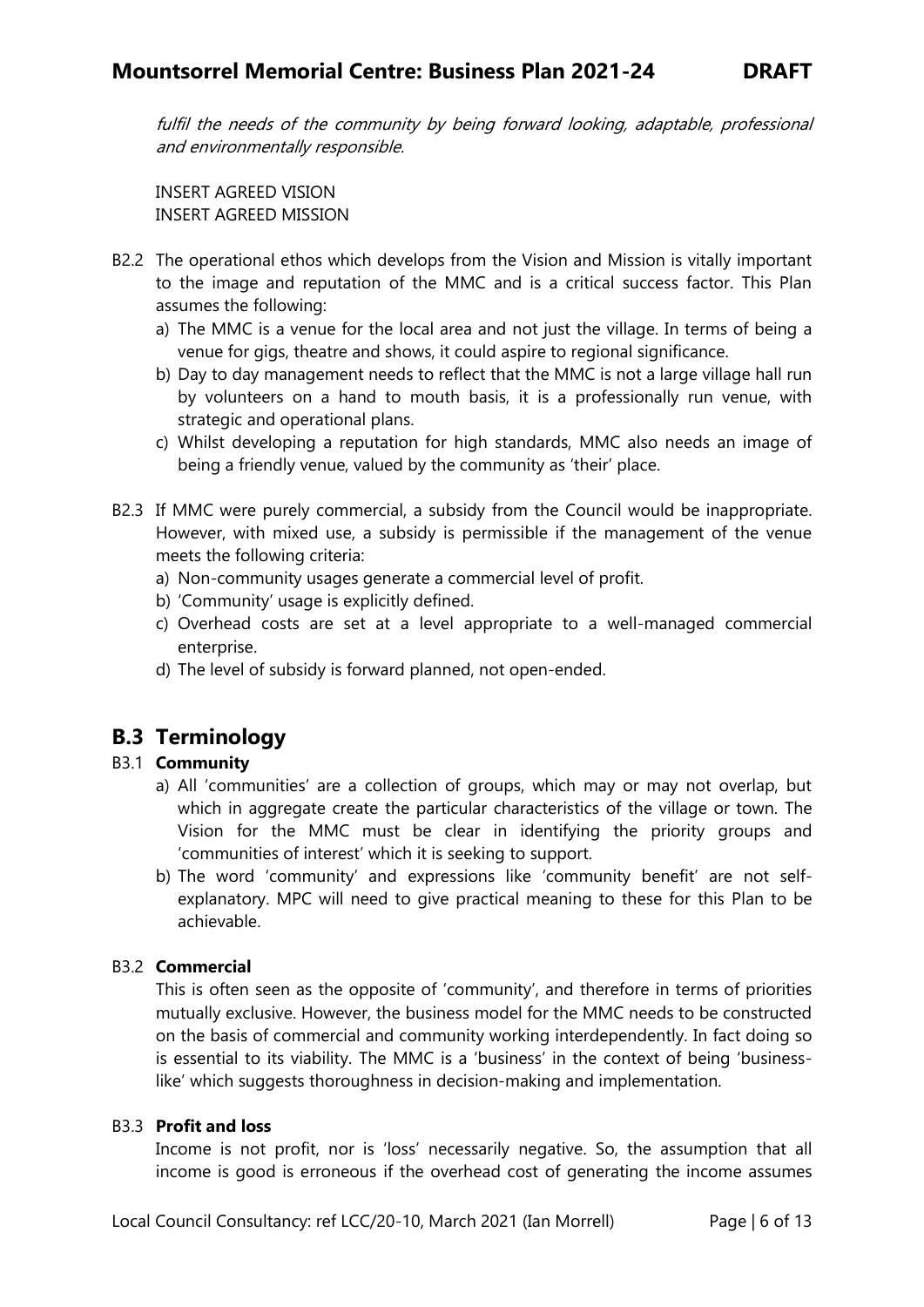*fulfil the needs of the community by being forward looking, adaptable, professional and environmentally responsible.*

INSERT AGREED VISION
INSERT AGREED MISSION

B2.2 The operational ethos which develops from the Vision and Mission is vitally important to the image and reputation of the MMC and is a critical success factor. This Plan assumes the following:

a) The MMC is a venue for the local area and not just the village. In terms of being a venue for gigs, theatre and shows, it could aspire to regional significance.
b) Day to day management needs to reflect that the MMC is not a large village hall run by volunteers on a hand to mouth basis, it is a professionally run venue, with strategic and operational plans.
c) Whilst developing a reputation for high standards, MMC also needs an image of being a friendly venue, valued by the community as 'their' place.

B2.3 If MMC were purely commercial, a subsidy from the Council would be inappropriate. However, with mixed use, a subsidy is permissible if the management of the venue meets the following criteria:

a) Non-community usages generate a commercial level of profit.
b) 'Community' usage is explicitly defined.
c) Overhead costs are set at a level appropriate to a well-managed commercial enterprise.
d) The level of subsidy is forward planned, not open-ended.

## B.3 Terminology

### B3.1 **Community**

a) All 'communities' are a collection of groups, which may or may not overlap, but which in aggregate create the particular characteristics of the village or town. The Vision for the MMC must be clear in identifying the priority groups and 'communities of interest' which it is seeking to support.
b) The word 'community' and expressions like 'community benefit' are not self-explanatory. MPC will need to give practical meaning to these for this Plan to be achievable.

### B3.2 **Commercial**

This is often seen as the opposite of 'community', and therefore in terms of priorities mutually exclusive. However, the business model for the MMC needs to be constructed on the basis of commercial and community working interdependently. In fact doing so is essential to its viability. The MMC is a 'business' in the context of being 'business-like' which suggests thoroughness in decision-making and implementation.

### B3.3 **Profit and loss**

Income is not profit, nor is 'loss' necessarily negative. So, the assumption that all income is good is erroneous if the overhead cost of generating the income assumes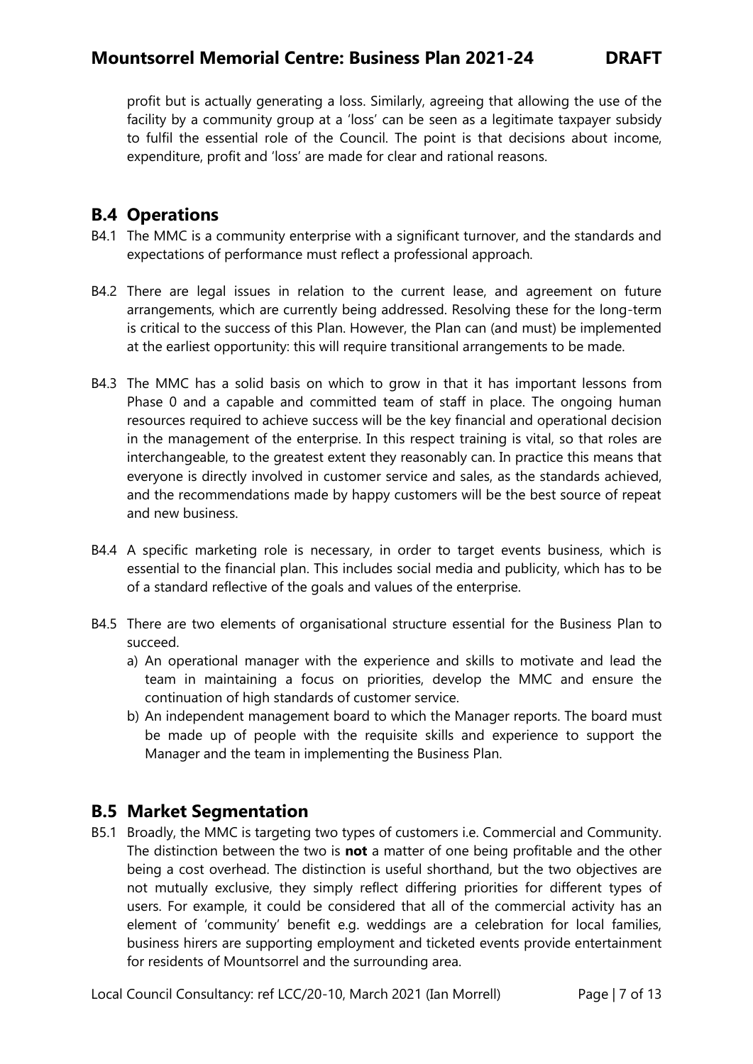profit but is actually generating a loss. Similarly, agreeing that allowing the use of the facility by a community group at a 'loss' can be seen as a legitimate taxpayer subsidy to fulfil the essential role of the Council. The point is that decisions about income, expenditure, profit and 'loss' are made for clear and rational reasons.

## B.4 Operations

B4.1 The MMC is a community enterprise with a significant turnover, and the standards and expectations of performance must reflect a professional approach.

B4.2 There are legal issues in relation to the current lease, and agreement on future arrangements, which are currently being addressed. Resolving these for the long-term is critical to the success of this Plan. However, the Plan can (and must) be implemented at the earliest opportunity: this will require transitional arrangements to be made.

B4.3 The MMC has a solid basis on which to grow in that it has important lessons from Phase 0 and a capable and committed team of staff in place. The ongoing human resources required to achieve success will be the key financial and operational decision in the management of the enterprise. In this respect training is vital, so that roles are interchangeable, to the greatest extent they reasonably can. In practice this means that everyone is directly involved in customer service and sales, as the standards achieved, and the recommendations made by happy customers will be the best source of repeat and new business.

B4.4 A specific marketing role is necessary, in order to target events business, which is essential to the financial plan. This includes social media and publicity, which has to be of a standard reflective of the goals and values of the enterprise.

B4.5 There are two elements of organisational structure essential for the Business Plan to succeed.

a) An operational manager with the experience and skills to motivate and lead the team in maintaining a focus on priorities, develop the MMC and ensure the continuation of high standards of customer service.
b) An independent management board to which the Manager reports. The board must be made up of people with the requisite skills and experience to support the Manager and the team in implementing the Business Plan.

## B.5 Market Segmentation

B5.1 Broadly, the MMC is targeting two types of customers i.e. Commercial and Community. The distinction between the two is **not** a matter of one being profitable and the other being a cost overhead. The distinction is useful shorthand, but the two objectives are not mutually exclusive, they simply reflect differing priorities for different types of users. For example, it could be considered that all of the commercial activity has an element of 'community' benefit e.g. weddings are a celebration for local families, business hirers are supporting employment and ticketed events provide entertainment for residents of Mountsorrel and the surrounding area.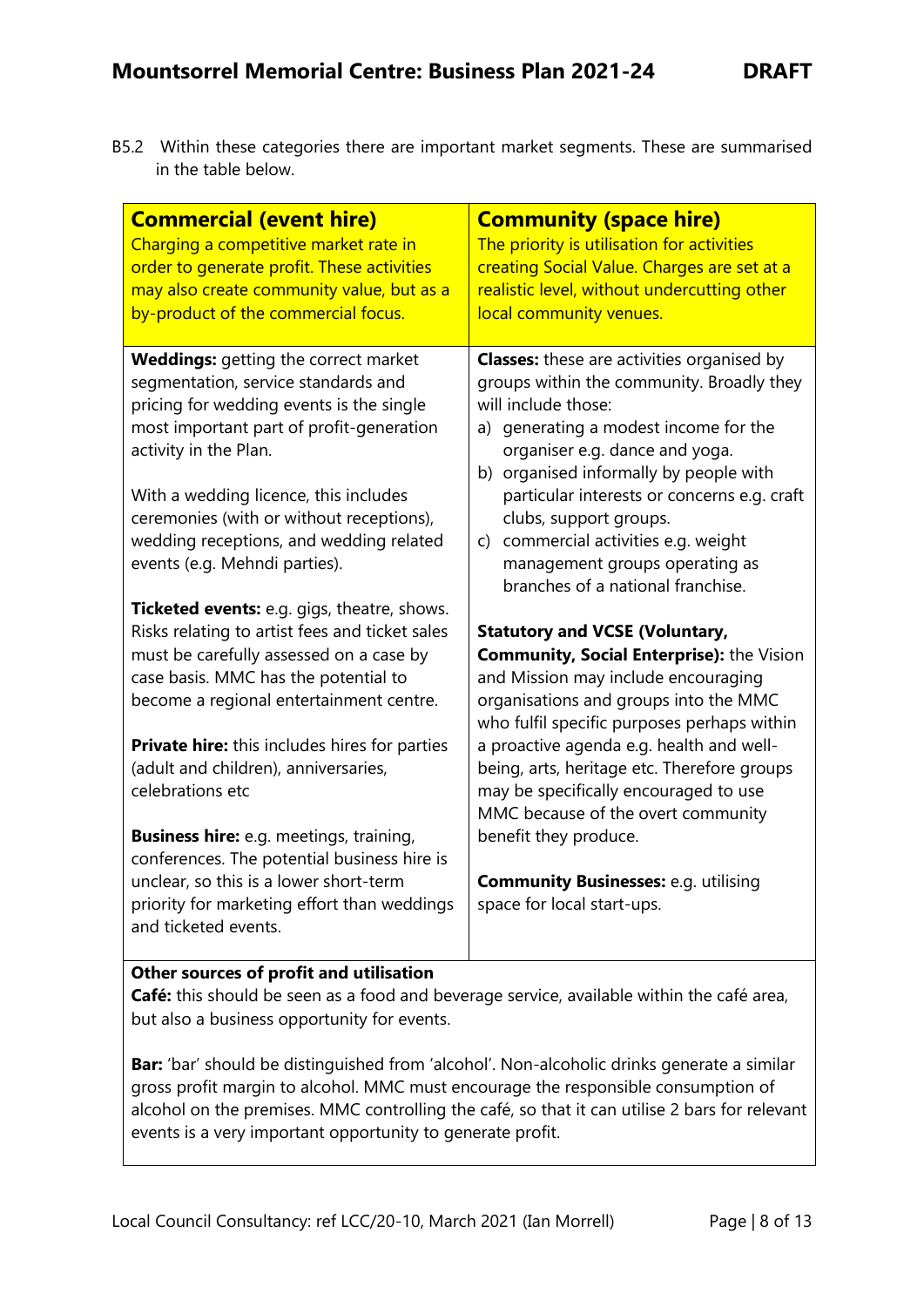B5.2 Within these categories there are important market segments. These are summarised in the table below.

| **Commercial (event hire)**<br>Charging a competitive market rate in order to generate profit. These activities may also create community value, but as a by-product of the commercial focus. | **Community (space hire)**<br>The priority is utilisation for activities creating Social Value. Charges are set at a realistic level, without undercutting other local community venues. |
|---|---|
| **Weddings:** getting the correct market segmentation, service standards and pricing for wedding events is the single most important part of profit-generation activity in the Plan.<br><br>With a wedding licence, this includes ceremonies (with or without receptions), wedding receptions, and wedding related events (e.g. Mehndi parties).<br><br>**Ticketed events:** e.g. gigs, theatre, shows. Risks relating to artist fees and ticket sales must be carefully assessed on a case by case basis. MMC has the potential to become a regional entertainment centre.<br><br>**Private hire:** this includes hires for parties (adult and children), anniversaries, celebrations etc<br><br>**Business hire:** e.g. meetings, training, conferences. The potential business hire is unclear, so this is a lower short-term priority for marketing effort than weddings and ticketed events. | **Classes:** these are activities organised by groups within the community. Broadly they will include those:<br>a) generating a modest income for the organiser e.g. dance and yoga.<br>b) organised informally by people with particular interests or concerns e.g. craft clubs, support groups.<br>c) commercial activities e.g. weight management groups operating as branches of a national franchise.<br><br>**Statutory and VCSE (Voluntary, Community, Social Enterprise):** the Vision and Mission may include encouraging organisations and groups into the MMC who fulfil specific purposes perhaps within a proactive agenda e.g. health and well-being, arts, heritage etc. Therefore groups may be specifically encouraged to use MMC because of the overt community benefit they produce.<br><br>**Community Businesses:** e.g. utilising space for local start-ups. |
| **Other sources of profit and utilisation**<br>**Café:** this should be seen as a food and beverage service, available within the café area, but also a business opportunity for events.<br><br>**Bar:** 'bar' should be distinguished from 'alcohol'. Non-alcoholic drinks generate a similar gross profit margin to alcohol. MMC must encourage the responsible consumption of alcohol on the premises. MMC controlling the café, so that it can utilise 2 bars for relevant events is a very important opportunity to generate profit. | |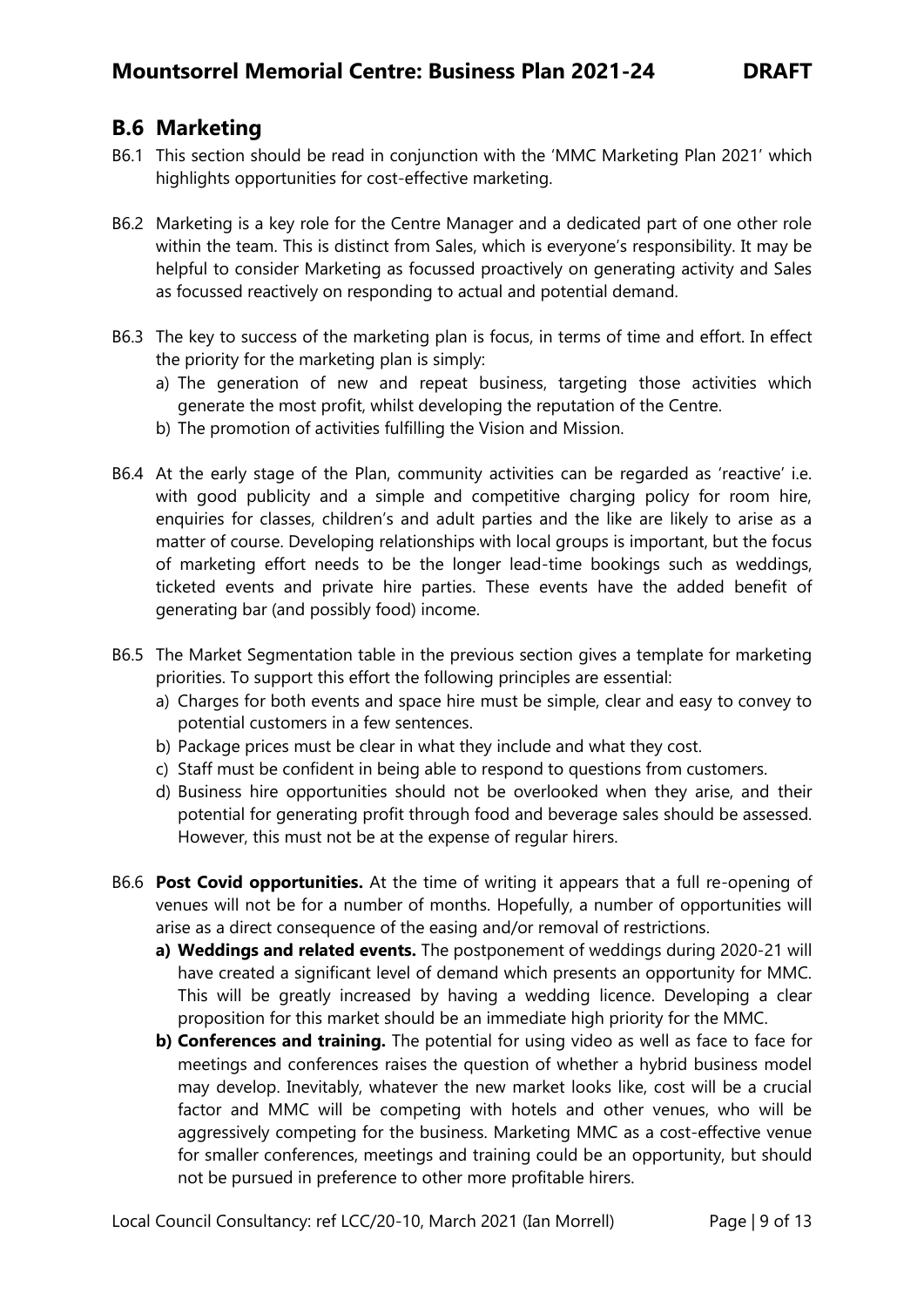## B.6 Marketing

B6.1 This section should be read in conjunction with the 'MMC Marketing Plan 2021' which highlights opportunities for cost-effective marketing.

B6.2 Marketing is a key role for the Centre Manager and a dedicated part of one other role within the team. This is distinct from Sales, which is everyone's responsibility. It may be helpful to consider Marketing as focussed proactively on generating activity and Sales as focussed reactively on responding to actual and potential demand.

B6.3 The key to success of the marketing plan is focus, in terms of time and effort. In effect the priority for the marketing plan is simply:

a) The generation of new and repeat business, targeting those activities which generate the most profit, whilst developing the reputation of the Centre.
b) The promotion of activities fulfilling the Vision and Mission.

B6.4 At the early stage of the Plan, community activities can be regarded as 'reactive' i.e. with good publicity and a simple and competitive charging policy for room hire, enquiries for classes, children's and adult parties and the like are likely to arise as a matter of course. Developing relationships with local groups is important, but the focus of marketing effort needs to be the longer lead-time bookings such as weddings, ticketed events and private hire parties. These events have the added benefit of generating bar (and possibly food) income.

B6.5 The Market Segmentation table in the previous section gives a template for marketing priorities. To support this effort the following principles are essential:

a) Charges for both events and space hire must be simple, clear and easy to convey to potential customers in a few sentences.
b) Package prices must be clear in what they include and what they cost.
c) Staff must be confident in being able to respond to questions from customers.
d) Business hire opportunities should not be overlooked when they arise, and their potential for generating profit through food and beverage sales should be assessed. However, this must not be at the expense of regular hirers.

B6.6 **Post Covid opportunities.** At the time of writing it appears that a full re-opening of venues will not be for a number of months. Hopefully, a number of opportunities will arise as a direct consequence of the easing and/or removal of restrictions.

**a) Weddings and related events.** The postponement of weddings during 2020-21 will have created a significant level of demand which presents an opportunity for MMC. This will be greatly increased by having a wedding licence. Developing a clear proposition for this market should be an immediate high priority for the MMC.

**b) Conferences and training.** The potential for using video as well as face to face for meetings and conferences raises the question of whether a hybrid business model may develop. Inevitably, whatever the new market looks like, cost will be a crucial factor and MMC will be competing with hotels and other venues, who will be aggressively competing for the business. Marketing MMC as a cost-effective venue for smaller conferences, meetings and training could be an opportunity, but should not be pursued in preference to other more profitable hirers.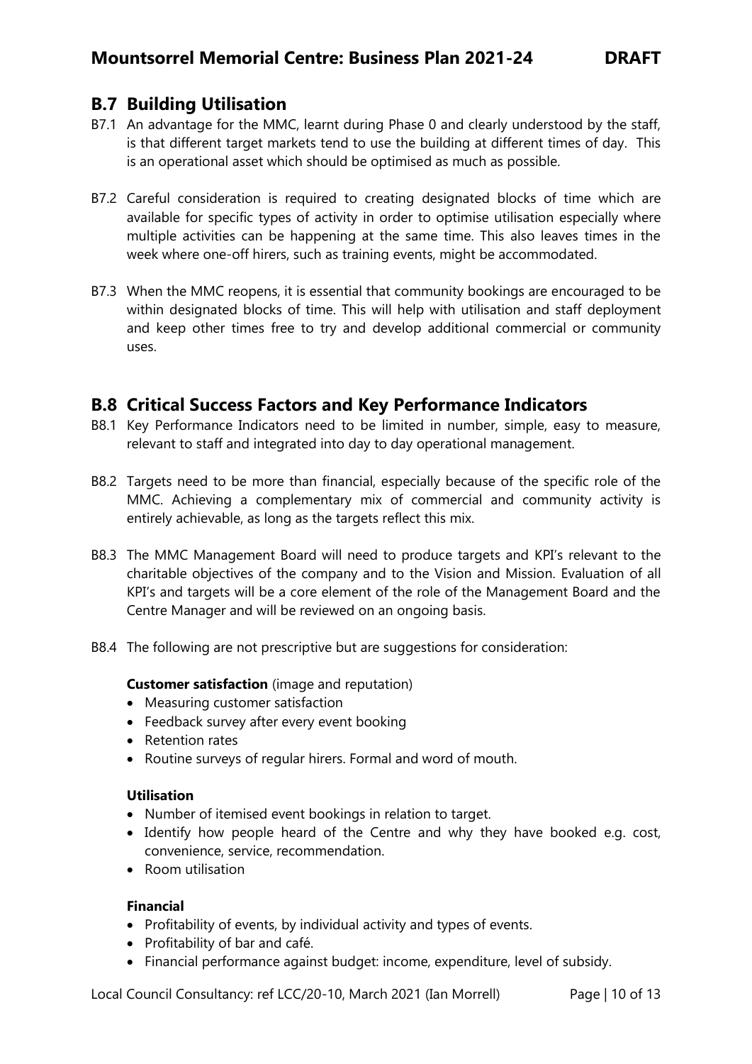## B.7 Building Utilisation

B7.1 An advantage for the MMC, learnt during Phase 0 and clearly understood by the staff, is that different target markets tend to use the building at different times of day. This is an operational asset which should be optimised as much as possible.

B7.2 Careful consideration is required to creating designated blocks of time which are available for specific types of activity in order to optimise utilisation especially where multiple activities can be happening at the same time. This also leaves times in the week where one-off hirers, such as training events, might be accommodated.

B7.3 When the MMC reopens, it is essential that community bookings are encouraged to be within designated blocks of time. This will help with utilisation and staff deployment and keep other times free to try and develop additional commercial or community uses.

## B.8 Critical Success Factors and Key Performance Indicators

B8.1 Key Performance Indicators need to be limited in number, simple, easy to measure, relevant to staff and integrated into day to day operational management.

B8.2 Targets need to be more than financial, especially because of the specific role of the MMC. Achieving a complementary mix of commercial and community activity is entirely achievable, as long as the targets reflect this mix.

B8.3 The MMC Management Board will need to produce targets and KPI's relevant to the charitable objectives of the company and to the Vision and Mission. Evaluation of all KPI's and targets will be a core element of the role of the Management Board and the Centre Manager and will be reviewed on an ongoing basis.

B8.4 The following are not prescriptive but are suggestions for consideration:

**Customer satisfaction** (image and reputation)

- Measuring customer satisfaction
- Feedback survey after every event booking
- Retention rates
- Routine surveys of regular hirers. Formal and word of mouth.

**Utilisation**

- Number of itemised event bookings in relation to target.
- Identify how people heard of the Centre and why they have booked e.g. cost, convenience, service, recommendation.
- Room utilisation

**Financial**

- Profitability of events, by individual activity and types of events.
- Profitability of bar and café.
- Financial performance against budget: income, expenditure, level of subsidy.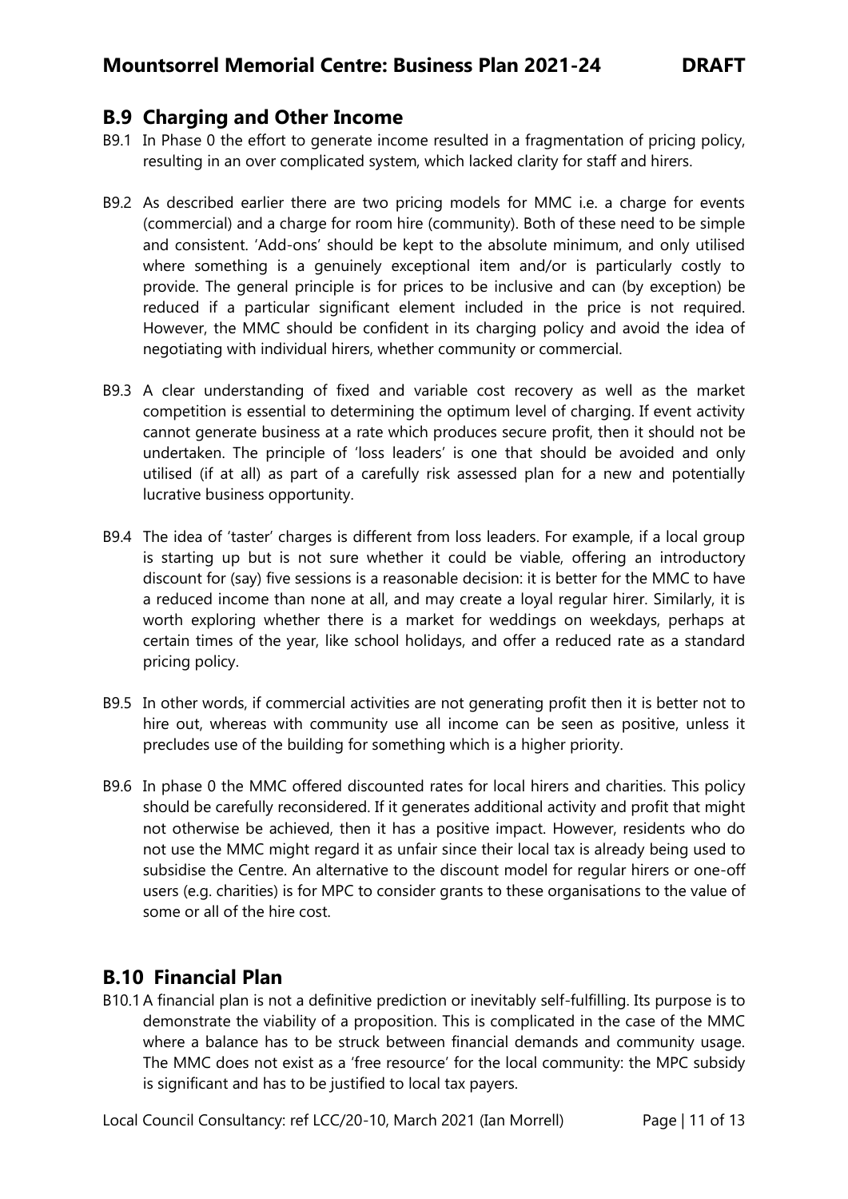## B.9 Charging and Other Income

B9.1 In Phase 0 the effort to generate income resulted in a fragmentation of pricing policy, resulting in an over complicated system, which lacked clarity for staff and hirers.

B9.2 As described earlier there are two pricing models for MMC i.e. a charge for events (commercial) and a charge for room hire (community). Both of these need to be simple and consistent. 'Add-ons' should be kept to the absolute minimum, and only utilised where something is a genuinely exceptional item and/or is particularly costly to provide. The general principle is for prices to be inclusive and can (by exception) be reduced if a particular significant element included in the price is not required. However, the MMC should be confident in its charging policy and avoid the idea of negotiating with individual hirers, whether community or commercial.

B9.3 A clear understanding of fixed and variable cost recovery as well as the market competition is essential to determining the optimum level of charging. If event activity cannot generate business at a rate which produces secure profit, then it should not be undertaken. The principle of 'loss leaders' is one that should be avoided and only utilised (if at all) as part of a carefully risk assessed plan for a new and potentially lucrative business opportunity.

B9.4 The idea of 'taster' charges is different from loss leaders. For example, if a local group is starting up but is not sure whether it could be viable, offering an introductory discount for (say) five sessions is a reasonable decision: it is better for the MMC to have a reduced income than none at all, and may create a loyal regular hirer. Similarly, it is worth exploring whether there is a market for weddings on weekdays, perhaps at certain times of the year, like school holidays, and offer a reduced rate as a standard pricing policy.

B9.5 In other words, if commercial activities are not generating profit then it is better not to hire out, whereas with community use all income can be seen as positive, unless it precludes use of the building for something which is a higher priority.

B9.6 In phase 0 the MMC offered discounted rates for local hirers and charities. This policy should be carefully reconsidered. If it generates additional activity and profit that might not otherwise be achieved, then it has a positive impact. However, residents who do not use the MMC might regard it as unfair since their local tax is already being used to subsidise the Centre. An alternative to the discount model for regular hirers or one-off users (e.g. charities) is for MPC to consider grants to these organisations to the value of some or all of the hire cost.

## B.10 Financial Plan

B10.1 A financial plan is not a definitive prediction or inevitably self-fulfilling. Its purpose is to demonstrate the viability of a proposition. This is complicated in the case of the MMC where a balance has to be struck between financial demands and community usage. The MMC does not exist as a 'free resource' for the local community: the MPC subsidy is significant and has to be justified to local tax payers.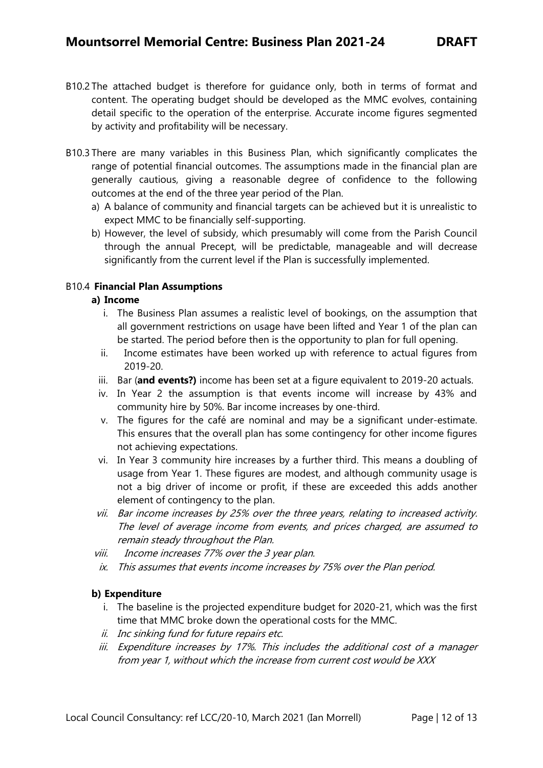B10.2 The attached budget is therefore for guidance only, both in terms of format and content. The operating budget should be developed as the MMC evolves, containing detail specific to the operation of the enterprise. Accurate income figures segmented by activity and profitability will be necessary.

B10.3 There are many variables in this Business Plan, which significantly complicates the range of potential financial outcomes. The assumptions made in the financial plan are generally cautious, giving a reasonable degree of confidence to the following outcomes at the end of the three year period of the Plan.

a) A balance of community and financial targets can be achieved but it is unrealistic to expect MMC to be financially self-supporting.

b) However, the level of subsidy, which presumably will come from the Parish Council through the annual Precept, will be predictable, manageable and will decrease significantly from the current level if the Plan is successfully implemented.

B10.4 **Financial Plan Assumptions**

**a) Income**

i. The Business Plan assumes a realistic level of bookings, on the assumption that all government restrictions on usage have been lifted and Year 1 of the plan can be started. The period before then is the opportunity to plan for full opening.

ii. Income estimates have been worked up with reference to actual figures from 2019-20.

iii. Bar (**and events?)** income has been set at a figure equivalent to 2019-20 actuals.

iv. In Year 2 the assumption is that events income will increase by 43% and community hire by 50%. Bar income increases by one-third.

v. The figures for the café are nominal and may be a significant under-estimate. This ensures that the overall plan has some contingency for other income figures not achieving expectations.

vi. In Year 3 community hire increases by a further third. This means a doubling of usage from Year 1. These figures are modest, and although community usage is not a big driver of income or profit, if these are exceeded this adds another element of contingency to the plan.

*vii. Bar income increases by 25% over the three years, relating to increased activity. The level of average income from events, and prices charged, are assumed to remain steady throughout the Plan.*

*viii. Income increases 77% over the 3 year plan.*

*ix. This assumes that events income increases by 75% over the Plan period.*

**b) Expenditure**

i. The baseline is the projected expenditure budget for 2020-21, which was the first time that MMC broke down the operational costs for the MMC.

*ii. Inc sinking fund for future repairs etc.*

*iii. Expenditure increases by 17%. This includes the additional cost of a manager from year 1, without which the increase from current cost would be XXX*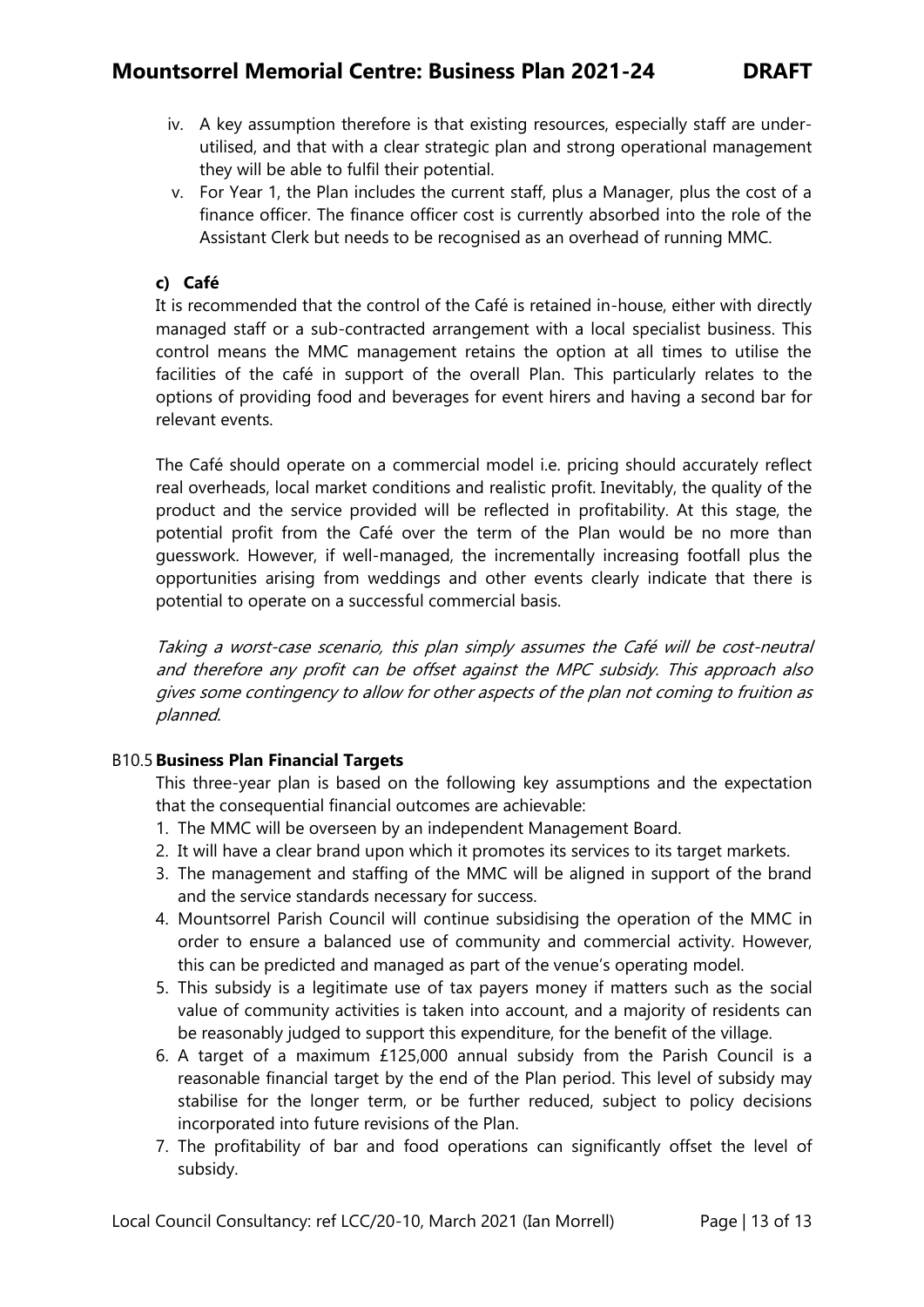iv. A key assumption therefore is that existing resources, especially staff are under-utilised, and that with a clear strategic plan and strong operational management they will be able to fulfil their potential.

v. For Year 1, the Plan includes the current staff, plus a Manager, plus the cost of a finance officer. The finance officer cost is currently absorbed into the role of the Assistant Clerk but needs to be recognised as an overhead of running MMC.

**c) Café**

It is recommended that the control of the Café is retained in-house, either with directly managed staff or a sub-contracted arrangement with a local specialist business. This control means the MMC management retains the option at all times to utilise the facilities of the café in support of the overall Plan. This particularly relates to the options of providing food and beverages for event hirers and having a second bar for relevant events.

The Café should operate on a commercial model i.e. pricing should accurately reflect real overheads, local market conditions and realistic profit. Inevitably, the quality of the product and the service provided will be reflected in profitability. At this stage, the potential profit from the Café over the term of the Plan would be no more than guesswork. However, if well-managed, the incrementally increasing footfall plus the opportunities arising from weddings and other events clearly indicate that there is potential to operate on a successful commercial basis.

*Taking a worst-case scenario, this plan simply assumes the Café will be cost-neutral and therefore any profit can be offset against the MPC subsidy. This approach also gives some contingency to allow for other aspects of the plan not coming to fruition as planned.*

B10.5 **Business Plan Financial Targets**

This three-year plan is based on the following key assumptions and the expectation that the consequential financial outcomes are achievable:

1. The MMC will be overseen by an independent Management Board.
2. It will have a clear brand upon which it promotes its services to its target markets.
3. The management and staffing of the MMC will be aligned in support of the brand and the service standards necessary for success.
4. Mountsorrel Parish Council will continue subsidising the operation of the MMC in order to ensure a balanced use of community and commercial activity. However, this can be predicted and managed as part of the venue's operating model.
5. This subsidy is a legitimate use of tax payers money if matters such as the social value of community activities is taken into account, and a majority of residents can be reasonably judged to support this expenditure, for the benefit of the village.
6. A target of a maximum £125,000 annual subsidy from the Parish Council is a reasonable financial target by the end of the Plan period. This level of subsidy may stabilise for the longer term, or be further reduced, subject to policy decisions incorporated into future revisions of the Plan.
7. The profitability of bar and food operations can significantly offset the level of subsidy.